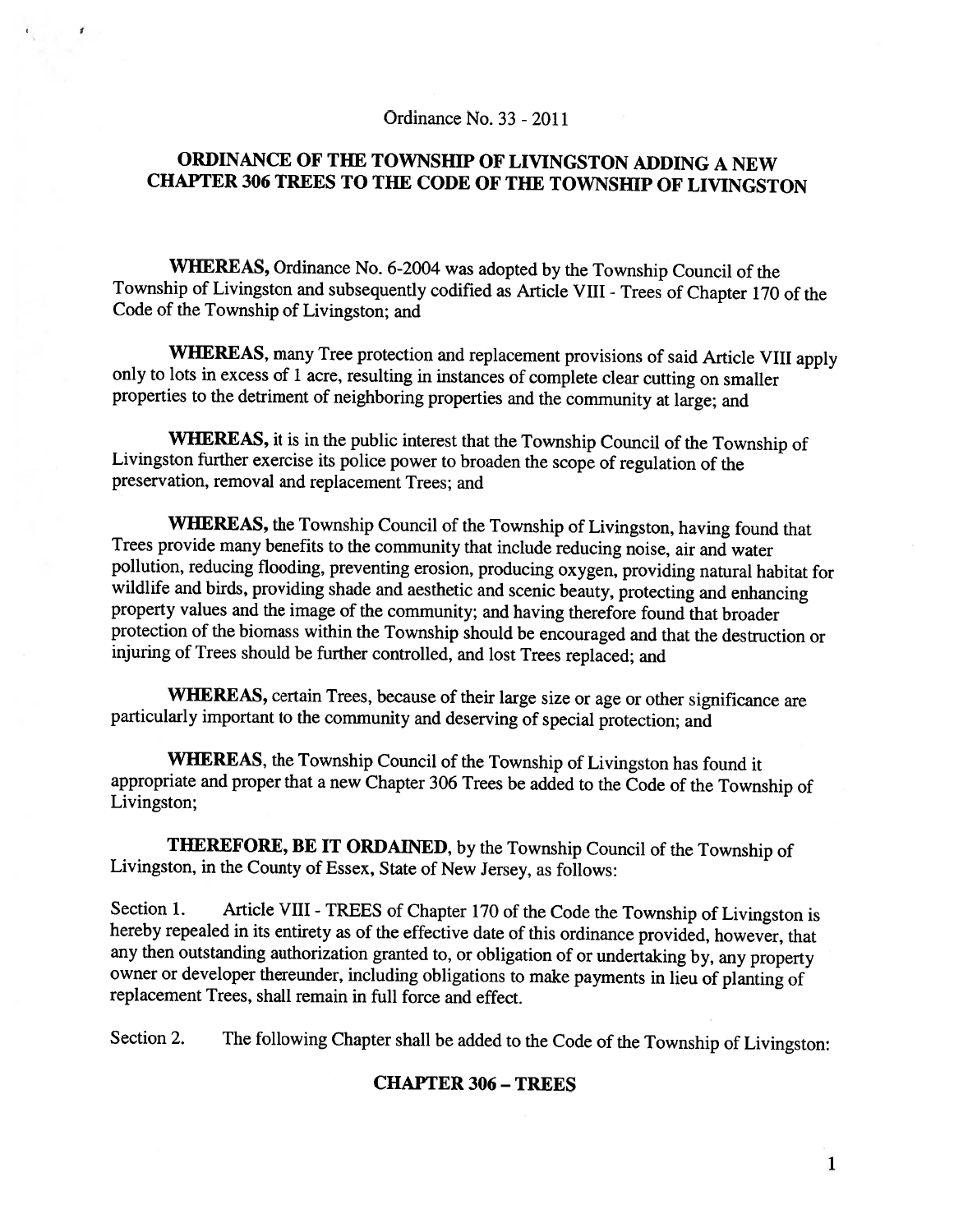Ordinance No. 33 - 2011

# ORDINANCE OF THE TOWNSHIP OF LIVINGSTON ADDING A NEW CHAPTER 306 TREES TO THE CODE OF THE TOWNSHIP OF LIVINGSTON

**WHEREAS,** Ordinance No. 6-2004 was adopted by the Township Council of the Township of Livingston and subsequently codified as Article VIII - Trees of Chapter 170 of the Code of the Township of Livingston; and

**WHEREAS,** many Tree protection and replacement provisions of said Article VIII apply only to lots in excess of 1 acre, resulting in instances of complete clear cutting on smaller properties to the detriment of neighboring properties and the community at large; and

**WHEREAS,** it is in the public interest that the Township Council of the Township of Livingston further exercise its police power to broaden the scope of regulation of the preservation, removal and replacement Trees; and

**WHEREAS,** the Township Council of the Township of Livingston, having found that Trees provide many benefits to the community that include reducing noise, air and water pollution, reducing flooding, preventing erosion, producing oxygen, providing natural habitat for wildlife and birds, providing shade and aesthetic and scenic beauty, protecting and enhancing property values and the image of the community; and having therefore found that broader protection of the biomass within the Township should be encouraged and that the destruction or injuring of Trees should be further controlled, and lost Trees replaced; and

**WHEREAS,** certain Trees, because of their large size or age or other significance are particularly important to the community and deserving of special protection; and

**WHEREAS,** the Township Council of the Township of Livingston has found it appropriate and proper that a new Chapter 306 Trees be added to the Code of the Township of Livingston;

**THEREFORE, BE IT ORDAINED,** by the Township Council of the Township of Livingston, in the County of Essex, State of New Jersey, as follows:

Section 1. Article VIII - TREES of Chapter 170 of the Code the Township of Livingston is hereby repealed in its entirety as of the effective date of this ordinance provided, however, that any then outstanding authorization granted to, or obligation of or undertaking by, any property owner or developer thereunder, including obligations to make payments in lieu of planting of replacement Trees, shall remain in full force and effect.

Section 2. The following Chapter shall be added to the Code of the Township of Livingston:

## CHAPTER 306 – TREES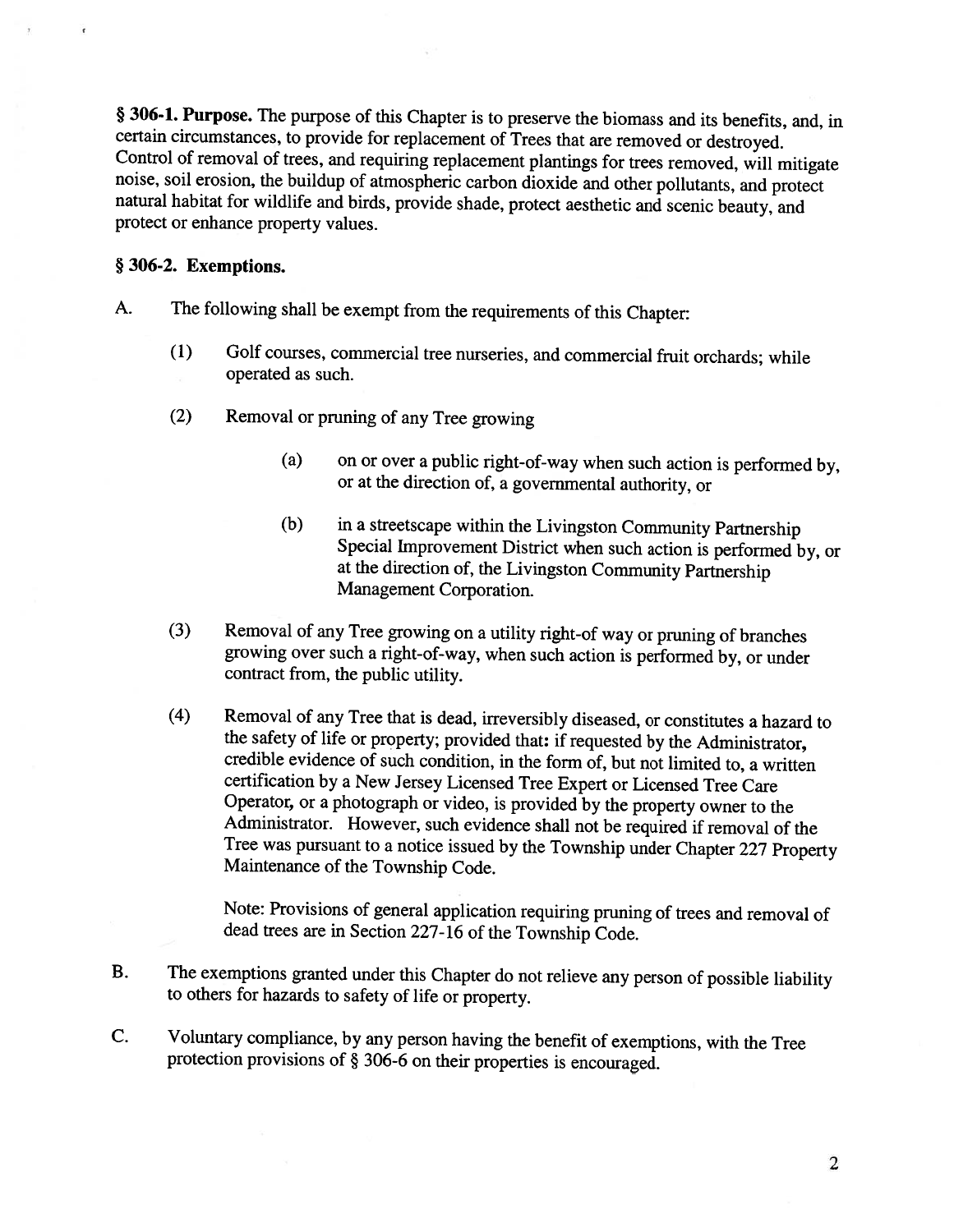**§ 306-1. Purpose.** The purpose of this Chapter is to preserve the biomass and its benefits, and, in certain circumstances, to provide for replacement of Trees that are removed or destroyed. Control of removal of trees, and requiring replacement plantings for trees removed, will mitigate noise, soil erosion, the buildup of atmospheric carbon dioxide and other pollutants, and protect natural habitat for wildlife and birds, provide shade, protect aesthetic and scenic beauty, and protect or enhance property values.

**§ 306-2. Exemptions.**

A. The following shall be exempt from the requirements of this Chapter:

(1) Golf courses, commercial tree nurseries, and commercial fruit orchards; while operated as such.

(2) Removal or pruning of any Tree growing

(a) on or over a public right-of-way when such action is performed by, or at the direction of, a governmental authority, or

(b) in a streetscape within the Livingston Community Partnership Special Improvement District when such action is performed by, or at the direction of, the Livingston Community Partnership Management Corporation.

(3) Removal of any Tree growing on a utility right-of way or pruning of branches growing over such a right-of-way, when such action is performed by, or under contract from, the public utility.

(4) Removal of any Tree that is dead, irreversibly diseased, or constitutes a hazard to the safety of life or property; provided that: if requested by the Administrator, credible evidence of such condition, in the form of, but not limited to, a written certification by a New Jersey Licensed Tree Expert or Licensed Tree Care Operator, or a photograph or video, is provided by the property owner to the Administrator. However, such evidence shall not be required if removal of the Tree was pursuant to a notice issued by the Township under Chapter 227 Property Maintenance of the Township Code.

Note: Provisions of general application requiring pruning of trees and removal of dead trees are in Section 227-16 of the Township Code.

B. The exemptions granted under this Chapter do not relieve any person of possible liability to others for hazards to safety of life or property.

C. Voluntary compliance, by any person having the benefit of exemptions, with the Tree protection provisions of § 306-6 on their properties is encouraged.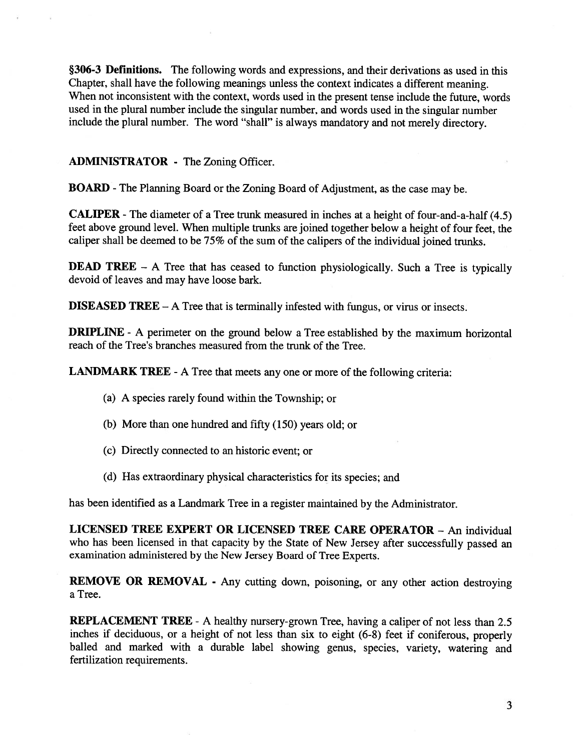**§306-3 Definitions.** The following words and expressions, and their derivations as used in this Chapter, shall have the following meanings unless the context indicates a different meaning. When not inconsistent with the context, words used in the present tense include the future, words used in the plural number include the singular number, and words used in the singular number include the plural number. The word "shall" is always mandatory and not merely directory.

**ADMINISTRATOR** - The Zoning Officer.

**BOARD** - The Planning Board or the Zoning Board of Adjustment, as the case may be.

**CALIPER** - The diameter of a Tree trunk measured in inches at a height of four-and-a-half (4.5) feet above ground level. When multiple trunks are joined together below a height of four feet, the caliper shall be deemed to be 75% of the sum of the calipers of the individual joined trunks.

**DEAD TREE** – A Tree that has ceased to function physiologically. Such a Tree is typically devoid of leaves and may have loose bark.

**DISEASED TREE** – A Tree that is terminally infested with fungus, or virus or insects.

**DRIPLINE** - A perimeter on the ground below a Tree established by the maximum horizontal reach of the Tree's branches measured from the trunk of the Tree.

**LANDMARK TREE** - A Tree that meets any one or more of the following criteria:

(a) A species rarely found within the Township; or

(b) More than one hundred and fifty (150) years old; or

(c) Directly connected to an historic event; or

(d) Has extraordinary physical characteristics for its species; and

has been identified as a Landmark Tree in a register maintained by the Administrator.

**LICENSED TREE EXPERT OR LICENSED TREE CARE OPERATOR** – An individual who has been licensed in that capacity by the State of New Jersey after successfully passed an examination administered by the New Jersey Board of Tree Experts.

**REMOVE OR REMOVAL** - Any cutting down, poisoning, or any other action destroying a Tree.

**REPLACEMENT TREE** - A healthy nursery-grown Tree, having a caliper of not less than 2.5 inches if deciduous, or a height of not less than six to eight (6-8) feet if coniferous, properly balled and marked with a durable label showing genus, species, variety, watering and fertilization requirements.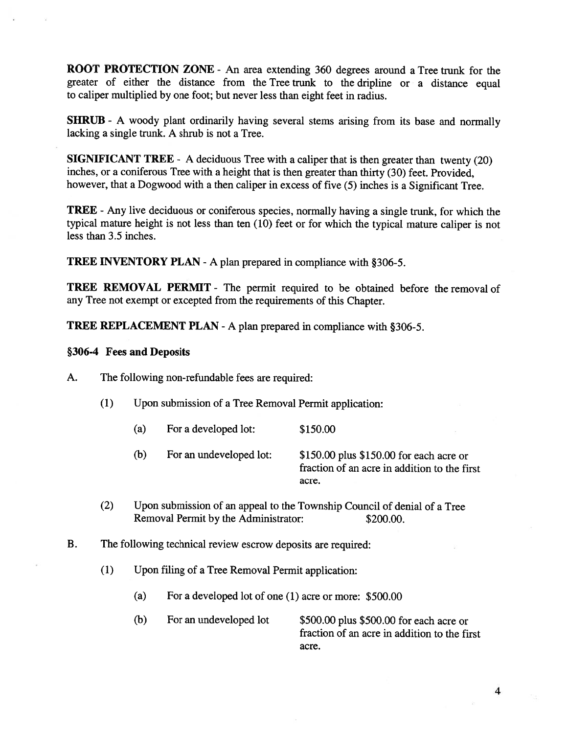**ROOT PROTECTION ZONE** - An area extending 360 degrees around a Tree trunk for the greater of either the distance from the Tree trunk to the dripline or a distance equal to caliper multiplied by one foot; but never less than eight feet in radius.

**SHRUB** - A woody plant ordinarily having several stems arising from its base and normally lacking a single trunk. A shrub is not a Tree.

**SIGNIFICANT TREE** - A deciduous Tree with a caliper that is then greater than twenty (20) inches, or a coniferous Tree with a height that is then greater than thirty (30) feet. Provided, however, that a Dogwood with a then caliper in excess of five (5) inches is a Significant Tree.

**TREE** - Any live deciduous or coniferous species, normally having a single trunk, for which the typical mature height is not less than ten (10) feet or for which the typical mature caliper is not less than 3.5 inches.

**TREE INVENTORY PLAN** - A plan prepared in compliance with §306-5.

**TREE REMOVAL PERMIT** - The permit required to be obtained before the removal of any Tree not exempt or excepted from the requirements of this Chapter.

**TREE REPLACEMENT PLAN** - A plan prepared in compliance with §306-5.

**§306-4 Fees and Deposits**

A. The following non-refundable fees are required:

(1) Upon submission of a Tree Removal Permit application:

(a) For a developed lot: $150.00

(b) For an undeveloped lot: $150.00 plus $150.00 for each acre or fraction of an acre in addition to the first acre.

(2) Upon submission of an appeal to the Township Council of denial of a Tree Removal Permit by the Administrator: $200.00.

B. The following technical review escrow deposits are required:

(1) Upon filing of a Tree Removal Permit application:

(a) For a developed lot of one (1) acre or more: $500.00

(b) For an undeveloped lot $500.00 plus $500.00 for each acre or fraction of an acre in addition to the first acre.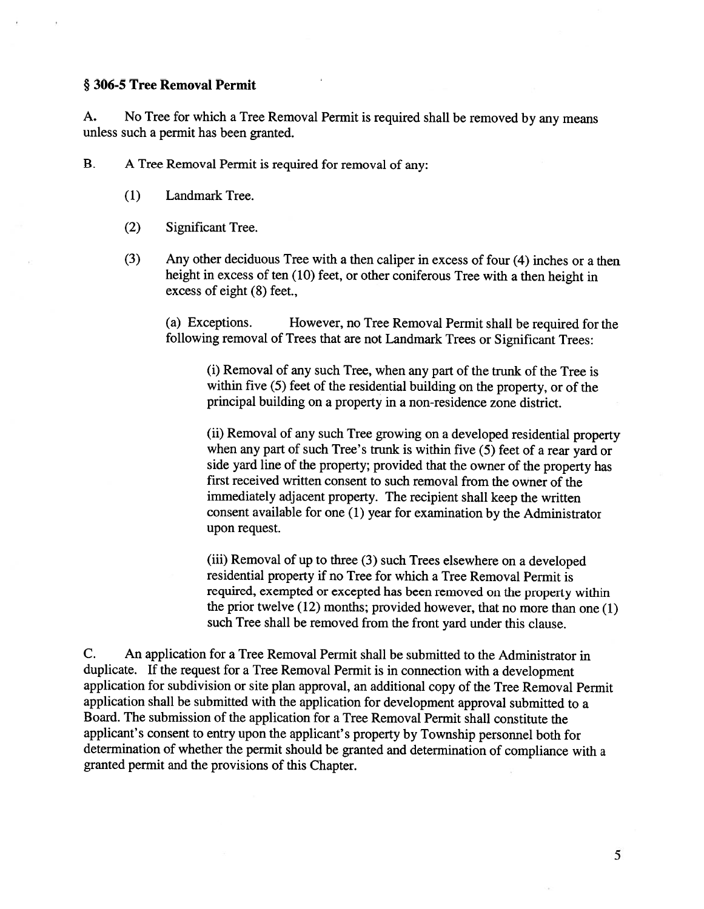### § 306-5 Tree Removal Permit

A. No Tree for which a Tree Removal Permit is required shall be removed by any means unless such a permit has been granted.

B. A Tree Removal Permit is required for removal of any:

(1) Landmark Tree.

(2) Significant Tree.

(3) Any other deciduous Tree with a then caliper in excess of four (4) inches or a then height in excess of ten (10) feet, or other coniferous Tree with a then height in excess of eight (8) feet.,

(a) Exceptions. However, no Tree Removal Permit shall be required for the following removal of Trees that are not Landmark Trees or Significant Trees:

(i) Removal of any such Tree, when any part of the trunk of the Tree is within five (5) feet of the residential building on the property, or of the principal building on a property in a non-residence zone district.

(ii) Removal of any such Tree growing on a developed residential property when any part of such Tree's trunk is within five (5) feet of a rear yard or side yard line of the property; provided that the owner of the property has first received written consent to such removal from the owner of the immediately adjacent property. The recipient shall keep the written consent available for one (1) year for examination by the Administrator upon request.

(iii) Removal of up to three (3) such Trees elsewhere on a developed residential property if no Tree for which a Tree Removal Permit is required, exempted or excepted has been removed on the property within the prior twelve (12) months; provided however, that no more than one (1) such Tree shall be removed from the front yard under this clause.

C. An application for a Tree Removal Permit shall be submitted to the Administrator in duplicate. If the request for a Tree Removal Permit is in connection with a development application for subdivision or site plan approval, an additional copy of the Tree Removal Permit application shall be submitted with the application for development approval submitted to a Board. The submission of the application for a Tree Removal Permit shall constitute the applicant's consent to entry upon the applicant's property by Township personnel both for determination of whether the permit should be granted and determination of compliance with a granted permit and the provisions of this Chapter.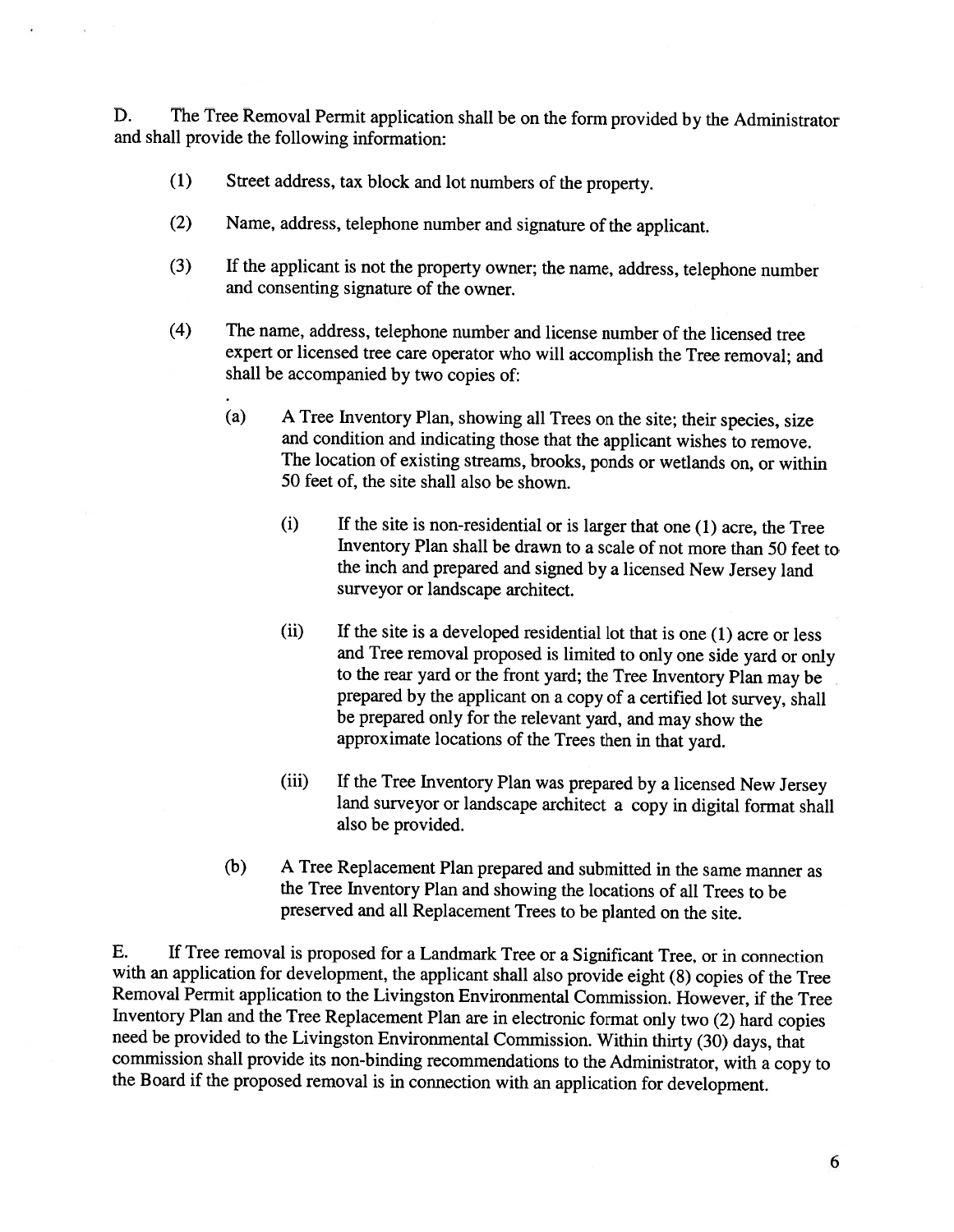D. The Tree Removal Permit application shall be on the form provided by the Administrator and shall provide the following information:

(1) Street address, tax block and lot numbers of the property.

(2) Name, address, telephone number and signature of the applicant.

(3) If the applicant is not the property owner; the name, address, telephone number and consenting signature of the owner.

(4) The name, address, telephone number and license number of the licensed tree expert or licensed tree care operator who will accomplish the Tree removal; and shall be accompanied by two copies of:

(a) A Tree Inventory Plan, showing all Trees on the site; their species, size and condition and indicating those that the applicant wishes to remove. The location of existing streams, brooks, ponds or wetlands on, or within 50 feet of, the site shall also be shown.

(i) If the site is non-residential or is larger that one (1) acre, the Tree Inventory Plan shall be drawn to a scale of not more than 50 feet to the inch and prepared and signed by a licensed New Jersey land surveyor or landscape architect.

(ii) If the site is a developed residential lot that is one (1) acre or less and Tree removal proposed is limited to only one side yard or only to the rear yard or the front yard; the Tree Inventory Plan may be prepared by the applicant on a copy of a certified lot survey, shall be prepared only for the relevant yard, and may show the approximate locations of the Trees then in that yard.

(iii) If the Tree Inventory Plan was prepared by a licensed New Jersey land surveyor or landscape architect a copy in digital format shall also be provided.

(b) A Tree Replacement Plan prepared and submitted in the same manner as the Tree Inventory Plan and showing the locations of all Trees to be preserved and all Replacement Trees to be planted on the site.

E. If Tree removal is proposed for a Landmark Tree or a Significant Tree, or in connection with an application for development, the applicant shall also provide eight (8) copies of the Tree Removal Permit application to the Livingston Environmental Commission. However, if the Tree Inventory Plan and the Tree Replacement Plan are in electronic format only two (2) hard copies need be provided to the Livingston Environmental Commission. Within thirty (30) days, that commission shall provide its non-binding recommendations to the Administrator, with a copy to the Board if the proposed removal is in connection with an application for development.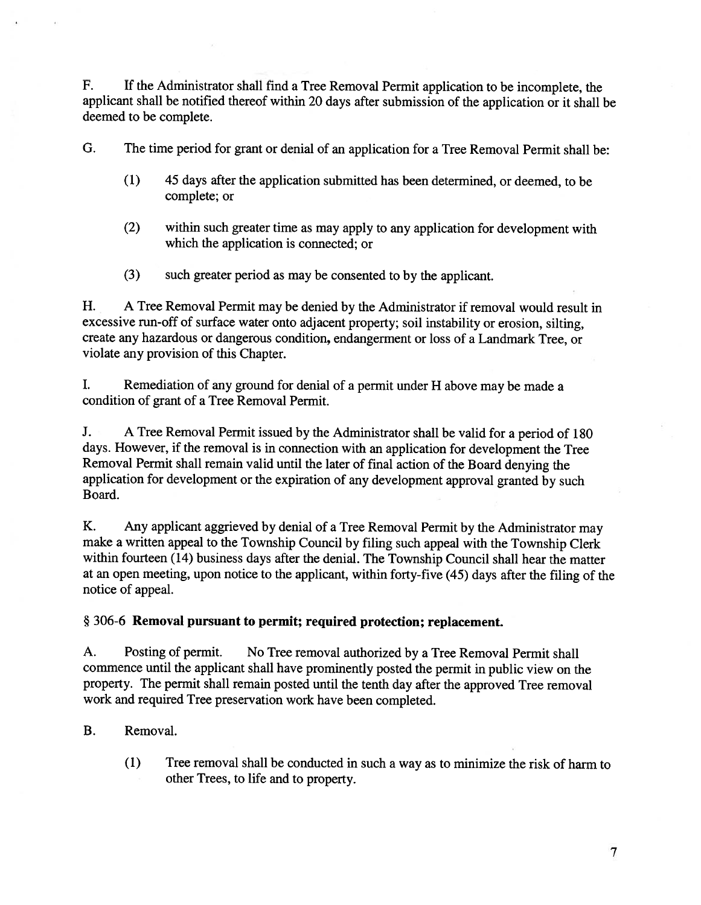F. If the Administrator shall find a Tree Removal Permit application to be incomplete, the applicant shall be notified thereof within 20 days after submission of the application or it shall be deemed to be complete.

G. The time period for grant or denial of an application for a Tree Removal Permit shall be:

(1) 45 days after the application submitted has been determined, or deemed, to be complete; or

(2) within such greater time as may apply to any application for development with which the application is connected; or

(3) such greater period as may be consented to by the applicant.

H. A Tree Removal Permit may be denied by the Administrator if removal would result in excessive run-off of surface water onto adjacent property; soil instability or erosion, silting, create any hazardous or dangerous condition, endangerment or loss of a Landmark Tree, or violate any provision of this Chapter.

I. Remediation of any ground for denial of a permit under H above may be made a condition of grant of a Tree Removal Permit.

J. A Tree Removal Permit issued by the Administrator shall be valid for a period of 180 days. However, if the removal is in connection with an application for development the Tree Removal Permit shall remain valid until the later of final action of the Board denying the application for development or the expiration of any development approval granted by such Board.

K. Any applicant aggrieved by denial of a Tree Removal Permit by the Administrator may make a written appeal to the Township Council by filing such appeal with the Township Clerk within fourteen (14) business days after the denial. The Township Council shall hear the matter at an open meeting, upon notice to the applicant, within forty-five (45) days after the filing of the notice of appeal.

§ 306-6 **Removal pursuant to permit; required protection; replacement.**

A. Posting of permit. No Tree removal authorized by a Tree Removal Permit shall commence until the applicant shall have prominently posted the permit in public view on the property. The permit shall remain posted until the tenth day after the approved Tree removal work and required Tree preservation work have been completed.

B. Removal.

(1) Tree removal shall be conducted in such a way as to minimize the risk of harm to other Trees, to life and to property.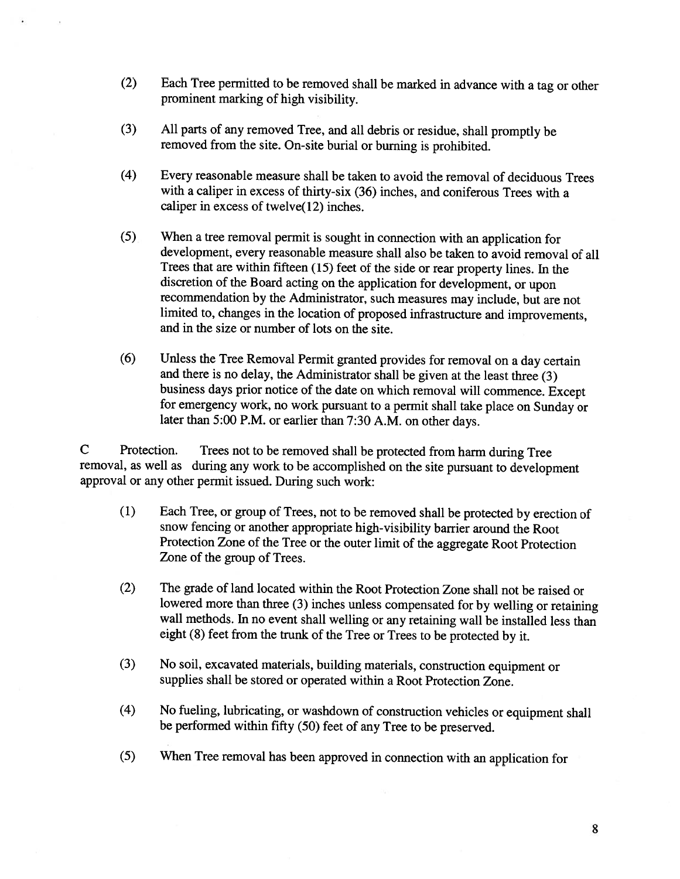(2) Each Tree permitted to be removed shall be marked in advance with a tag or other prominent marking of high visibility.

(3) All parts of any removed Tree, and all debris or residue, shall promptly be removed from the site. On-site burial or burning is prohibited.

(4) Every reasonable measure shall be taken to avoid the removal of deciduous Trees with a caliper in excess of thirty-six (36) inches, and coniferous Trees with a caliper in excess of twelve(12) inches.

(5) When a tree removal permit is sought in connection with an application for development, every reasonable measure shall also be taken to avoid removal of all Trees that are within fifteen (15) feet of the side or rear property lines. In the discretion of the Board acting on the application for development, or upon recommendation by the Administrator, such measures may include, but are not limited to, changes in the location of proposed infrastructure and improvements, and in the size or number of lots on the site.

(6) Unless the Tree Removal Permit granted provides for removal on a day certain and there is no delay, the Administrator shall be given at the least three (3) business days prior notice of the date on which removal will commence. Except for emergency work, no work pursuant to a permit shall take place on Sunday or later than 5:00 P.M. or earlier than 7:30 A.M. on other days.

C Protection. Trees not to be removed shall be protected from harm during Tree removal, as well as during any work to be accomplished on the site pursuant to development approval or any other permit issued. During such work:

(1) Each Tree, or group of Trees, not to be removed shall be protected by erection of snow fencing or another appropriate high-visibility barrier around the Root Protection Zone of the Tree or the outer limit of the aggregate Root Protection Zone of the group of Trees.

(2) The grade of land located within the Root Protection Zone shall not be raised or lowered more than three (3) inches unless compensated for by welling or retaining wall methods. In no event shall welling or any retaining wall be installed less than eight (8) feet from the trunk of the Tree or Trees to be protected by it.

(3) No soil, excavated materials, building materials, construction equipment or supplies shall be stored or operated within a Root Protection Zone.

(4) No fueling, lubricating, or washdown of construction vehicles or equipment shall be performed within fifty (50) feet of any Tree to be preserved.

(5) When Tree removal has been approved in connection with an application for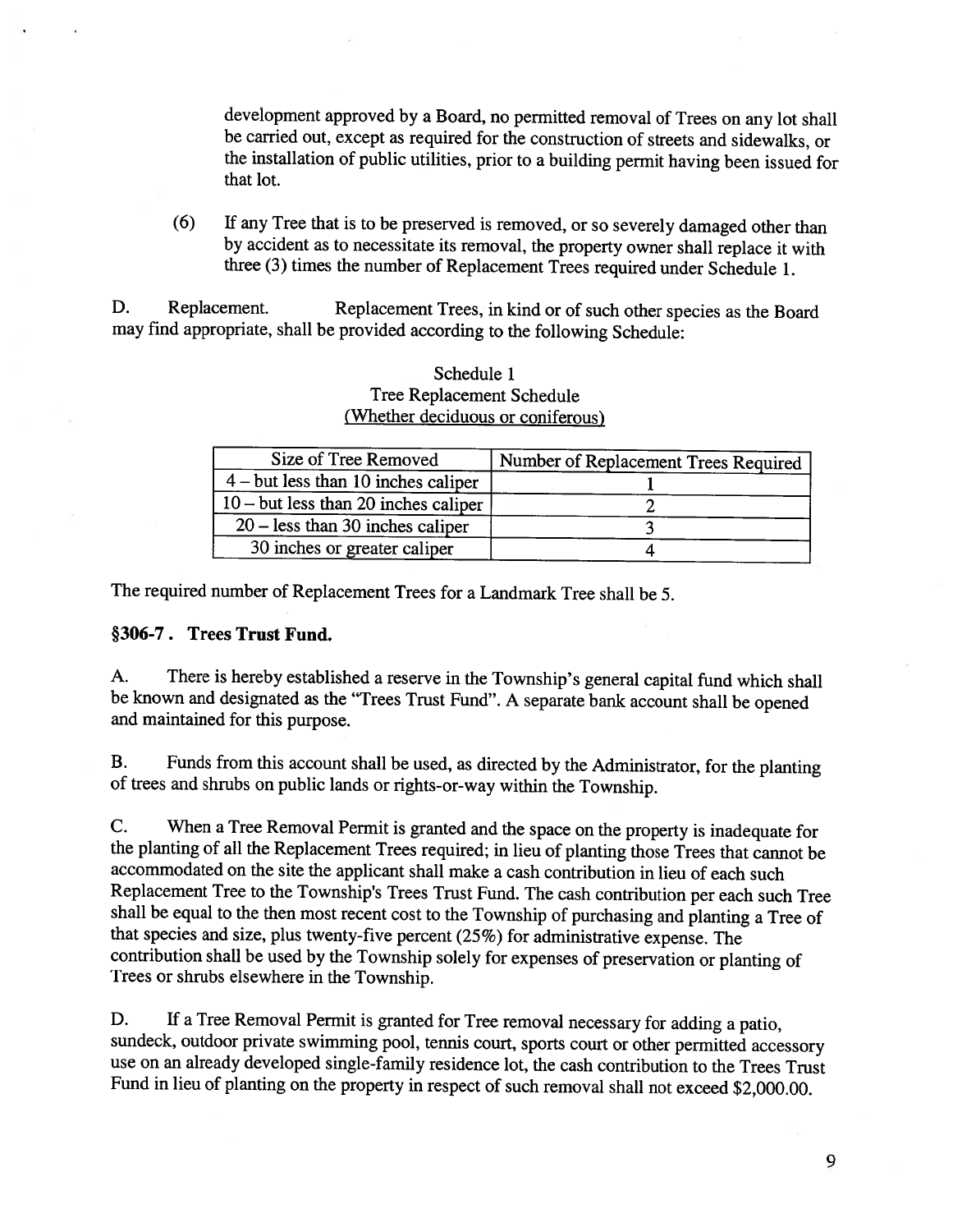development approved by a Board, no permitted removal of Trees on any lot shall be carried out, except as required for the construction of streets and sidewalks, or the installation of public utilities, prior to a building permit having been issued for that lot.

(6) If any Tree that is to be preserved is removed, or so severely damaged other than by accident as to necessitate its removal, the property owner shall replace it with three (3) times the number of Replacement Trees required under Schedule 1.

D. Replacement. Replacement Trees, in kind or of such other species as the Board may find appropriate, shall be provided according to the following Schedule:

Schedule 1
Tree Replacement Schedule
(Whether deciduous or coniferous)

| Size of Tree Removed | Number of Replacement Trees Required |
|---|---|
| 4 – but less than 10 inches caliper | 1 |
| 10 – but less than 20 inches caliper | 2 |
| 20 – less than 30 inches caliper | 3 |
| 30 inches or greater caliper | 4 |

The required number of Replacement Trees for a Landmark Tree shall be 5.

### §306-7. Trees Trust Fund.

A. There is hereby established a reserve in the Township's general capital fund which shall be known and designated as the "Trees Trust Fund". A separate bank account shall be opened and maintained for this purpose.

B. Funds from this account shall be used, as directed by the Administrator, for the planting of trees and shrubs on public lands or rights-or-way within the Township.

C. When a Tree Removal Permit is granted and the space on the property is inadequate for the planting of all the Replacement Trees required; in lieu of planting those Trees that cannot be accommodated on the site the applicant shall make a cash contribution in lieu of each such Replacement Tree to the Township's Trees Trust Fund. The cash contribution per each such Tree shall be equal to the then most recent cost to the Township of purchasing and planting a Tree of that species and size, plus twenty-five percent (25%) for administrative expense. The contribution shall be used by the Township solely for expenses of preservation or planting of Trees or shrubs elsewhere in the Township.

D. If a Tree Removal Permit is granted for Tree removal necessary for adding a patio, sundeck, outdoor private swimming pool, tennis court, sports court or other permitted accessory use on an already developed single-family residence lot, the cash contribution to the Trees Trust Fund in lieu of planting on the property in respect of such removal shall not exceed $2,000.00.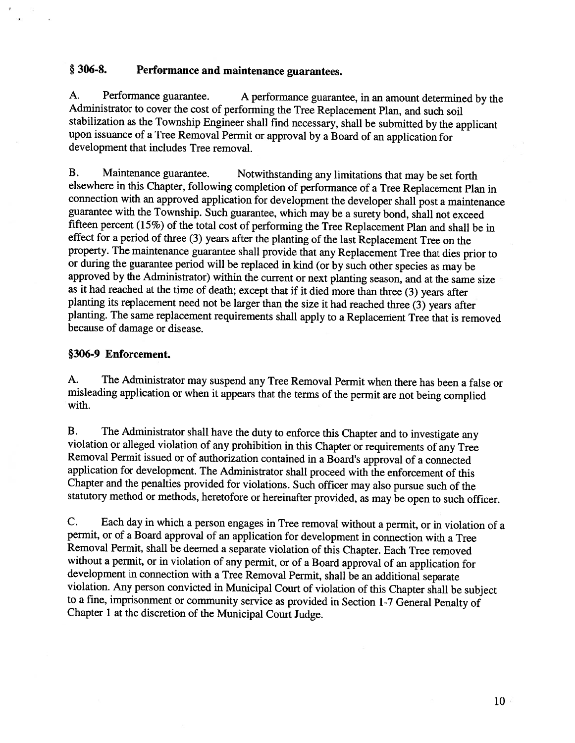## § 306-8. Performance and maintenance guarantees.

A. Performance guarantee. A performance guarantee, in an amount determined by the Administrator to cover the cost of performing the Tree Replacement Plan, and such soil stabilization as the Township Engineer shall find necessary, shall be submitted by the applicant upon issuance of a Tree Removal Permit or approval by a Board of an application for development that includes Tree removal.

B. Maintenance guarantee. Notwithstanding any limitations that may be set forth elsewhere in this Chapter, following completion of performance of a Tree Replacement Plan in connection with an approved application for development the developer shall post a maintenance guarantee with the Township. Such guarantee, which may be a surety bond, shall not exceed fifteen percent (15%) of the total cost of performing the Tree Replacement Plan and shall be in effect for a period of three (3) years after the planting of the last Replacement Tree on the property. The maintenance guarantee shall provide that any Replacement Tree that dies prior to or during the guarantee period will be replaced in kind (or by such other species as may be approved by the Administrator) within the current or next planting season, and at the same size as it had reached at the time of death; except that if it died more than three (3) years after planting its replacement need not be larger than the size it had reached three (3) years after planting. The same replacement requirements shall apply to a Replacement Tree that is removed because of damage or disease.

## §306-9 Enforcement.

A. The Administrator may suspend any Tree Removal Permit when there has been a false or misleading application or when it appears that the terms of the permit are not being complied with.

B. The Administrator shall have the duty to enforce this Chapter and to investigate any violation or alleged violation of any prohibition in this Chapter or requirements of any Tree Removal Permit issued or of authorization contained in a Board's approval of a connected application for development. The Administrator shall proceed with the enforcement of this Chapter and the penalties provided for violations. Such officer may also pursue such of the statutory method or methods, heretofore or hereinafter provided, as may be open to such officer.

C. Each day in which a person engages in Tree removal without a permit, or in violation of a permit, or of a Board approval of an application for development in connection with a Tree Removal Permit, shall be deemed a separate violation of this Chapter. Each Tree removed without a permit, or in violation of any permit, or of a Board approval of an application for development in connection with a Tree Removal Permit, shall be an additional separate violation. Any person convicted in Municipal Court of violation of this Chapter shall be subject to a fine, imprisonment or community service as provided in Section 1-7 General Penalty of Chapter 1 at the discretion of the Municipal Court Judge.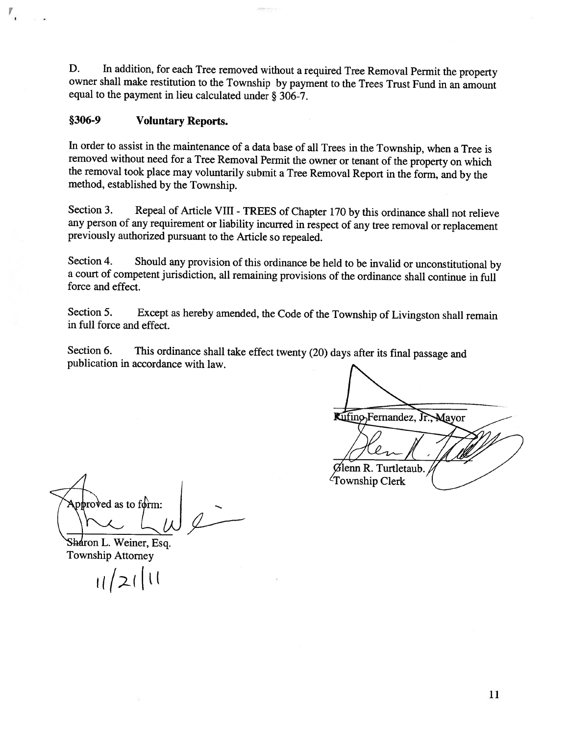D. In addition, for each Tree removed without a required Tree Removal Permit the property owner shall make restitution to the Township by payment to the Trees Trust Fund in an amount equal to the payment in lieu calculated under § 306-7.

### §306-9 Voluntary Reports.

In order to assist in the maintenance of a data base of all Trees in the Township, when a Tree is removed without need for a Tree Removal Permit the owner or tenant of the property on which the removal took place may voluntarily submit a Tree Removal Report in the form, and by the method, established by the Township.

Section 3. Repeal of Article VIII - TREES of Chapter 170 by this ordinance shall not relieve any person of any requirement or liability incurred in respect of any tree removal or replacement previously authorized pursuant to the Article so repealed.

Section 4. Should any provision of this ordinance be held to be invalid or unconstitutional by a court of competent jurisdiction, all remaining provisions of the ordinance shall continue in full force and effect.

Section 5. Except as hereby amended, the Code of the Township of Livingston shall remain in full force and effect.

Section 6. This ordinance shall take effect twenty (20) days after its final passage and publication in accordance with law.

Rufino Fernandez, Jr., Mayor

Glenn R. Turtletaub.
Township Clerk

Approved as to form:

Sharon L. Weiner, Esq.
Township Attorney

11/21/11